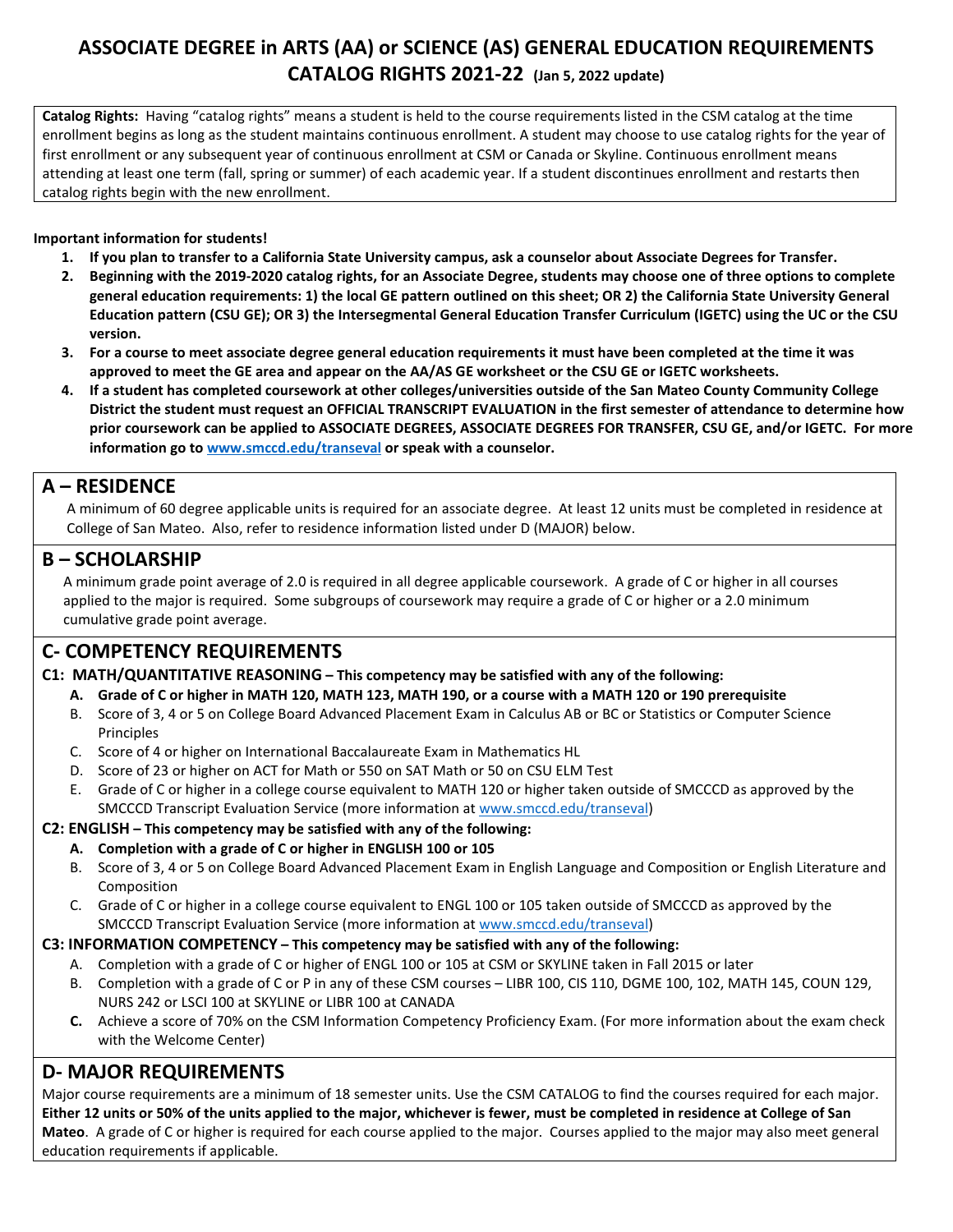# ASSOCIATE DEGREE in ARTS (AA) or SCIENCE (AS) GENERAL EDUCATION REQUIREMENTS CATALOG RIGHTS 2021-22 (Jan 5, 2022 update)

**Catalog Rights:** Having "catalog rights" means a student is held to the course requirements listed in the CSM catalog at the time enrollment begins as long as the student maintains continuous enrollment. A student may choose to use catalog rights for the year of first enrollment or any subsequent year of continuous enrollment at CSM or Canada or Skyline. Continuous enrollment means attending at least one term (fall, spring or summer) of each academic year. If a student discontinues enrollment and restarts then catalog rights begin with the new enrollment.

**Important information for students!**

1. **If you plan to transfer to a California State University campus, ask a counselor about Associate Degrees for Transfer.**
2. **Beginning with the 2019-2020 catalog rights, for an Associate Degree, students may choose one of three options to complete general education requirements: 1) the local GE pattern outlined on this sheet; OR 2) the California State University General Education pattern (CSU GE); OR 3) the Intersegmental General Education Transfer Curriculum (IGETC) using the UC or the CSU version.**
3. **For a course to meet associate degree general education requirements it must have been completed at the time it was approved to meet the GE area and appear on the AA/AS GE worksheet or the CSU GE or IGETC worksheets.**
4. **If a student has completed coursework at other colleges/universities outside of the San Mateo County Community College District the student must request an OFFICIAL TRANSCRIPT EVALUATION in the first semester of attendance to determine how prior coursework can be applied to ASSOCIATE DEGREES, ASSOCIATE DEGREES FOR TRANSFER, CSU GE, and/or IGETC. For more information go to www.smccd.edu/transeval or speak with a counselor.**

## A – RESIDENCE

A minimum of 60 degree applicable units is required for an associate degree. At least 12 units must be completed in residence at College of San Mateo. Also, refer to residence information listed under D (MAJOR) below.

## B – SCHOLARSHIP

A minimum grade point average of 2.0 is required in all degree applicable coursework. A grade of C or higher in all courses applied to the major is required. Some subgroups of coursework may require a grade of C or higher or a 2.0 minimum cumulative grade point average.

## C- COMPETENCY REQUIREMENTS

**C1: MATH/QUANTITATIVE REASONING – This competency may be satisfied with any of the following:**

A. **Grade of C or higher in MATH 120, MATH 123, MATH 190, or a course with a MATH 120 or 190 prerequisite**
B. Score of 3, 4 or 5 on College Board Advanced Placement Exam in Calculus AB or BC or Statistics or Computer Science Principles
C. Score of 4 or higher on International Baccalaureate Exam in Mathematics HL
D. Score of 23 or higher on ACT for Math or 550 on SAT Math or 50 on CSU ELM Test
E. Grade of C or higher in a college course equivalent to MATH 120 or higher taken outside of SMCCCD as approved by the SMCCCD Transcript Evaluation Service (more information at www.smccd.edu/transeval)

**C2: ENGLISH – This competency may be satisfied with any of the following:**

A. **Completion with a grade of C or higher in ENGLISH 100 or 105**
B. Score of 3, 4 or 5 on College Board Advanced Placement Exam in English Language and Composition or English Literature and Composition
C. Grade of C or higher in a college course equivalent to ENGL 100 or 105 taken outside of SMCCCD as approved by the SMCCCD Transcript Evaluation Service (more information at www.smccd.edu/transeval)

**C3: INFORMATION COMPETENCY – This competency may be satisfied with any of the following:**

A. Completion with a grade of C or higher of ENGL 100 or 105 at CSM or SKYLINE taken in Fall 2015 or later
B. Completion with a grade of C or P in any of these CSM courses – LIBR 100, CIS 110, DGME 100, 102, MATH 145, COUN 129, NURS 242 or LSCI 100 at SKYLINE or LIBR 100 at CANADA
C. Achieve a score of 70% on the CSM Information Competency Proficiency Exam. (For more information about the exam check with the Welcome Center)

## D- MAJOR REQUIREMENTS

Major course requirements are a minimum of 18 semester units. Use the CSM CATALOG to find the courses required for each major. **Either 12 units or 50% of the units applied to the major, whichever is fewer, must be completed in residence at College of San Mateo**. A grade of C or higher is required for each course applied to the major. Courses applied to the major may also meet general education requirements if applicable.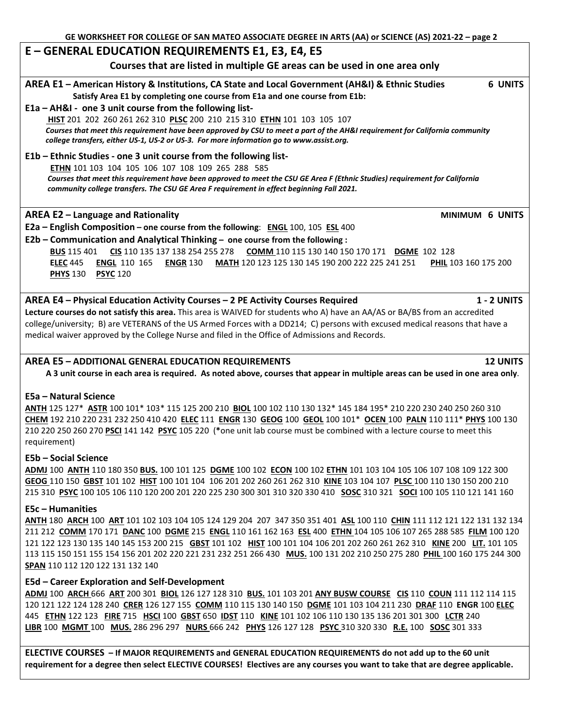# E – GENERAL EDUCATION REQUIREMENTS E1, E3, E4, E5

**Courses that are listed in multiple GE areas can be used in one area only**

## AREA E1 – American History & Institutions, CA State and Local Government (AH&I) & Ethnic Studies — 6 UNITS

**Satisfy Area E1 by completing one course from E1a and one course from E1b:**

**E1a – AH&I - one 3 unit course from the following list-**

**HIST** 201 202 260 261 262 310 **PLSC** 200 210 215 310 **ETHN** 101 103 105 107

*Courses that meet this requirement have been approved by CSU to meet a part of the AH&I requirement for California community college transfers, either US-1, US-2 or US-3. For more information go to www.assist.org.*

**E1b – Ethnic Studies - one 3 unit course from the following list-**

**ETHN** 101 103 104 105 106 107 108 109 265 288 585

*Courses that meet this requirement have been approved to meet the CSU GE Area F (Ethnic Studies) requirement for California community college transfers. The CSU GE Area F requirement in effect beginning Fall 2021.*

## AREA E2 – Language and Rationality — MINIMUM 6 UNITS

**E2a – English Composition – one course from the following**: **ENGL** 100, 105 **ESL** 400

**E2b – Communication and Analytical Thinking – one course from the following :**

**BUS** 115 401 **CIS** 110 135 137 138 254 255 278 **COMM** 110 115 130 140 150 170 171 **DGME** 102 128 **ELEC** 445 **ENGL** 110 165 **ENGR** 130 **MATH** 120 123 125 130 145 190 200 222 225 241 251 **PHIL** 103 160 175 200 **PHYS** 130 **PSYC** 120

## AREA E4 – Physical Education Activity Courses – 2 PE Activity Courses Required — 1 - 2 UNITS

**Lecture courses do not satisfy this area.** This area is WAIVED for students who A) have an AA/AS or BA/BS from an accredited college/university; B) are VETERANS of the US Armed Forces with a DD214; C) persons with excused medical reasons that have a medical waiver approved by the College Nurse and filed in the Office of Admissions and Records.

## AREA E5 – ADDITIONAL GENERAL EDUCATION REQUIREMENTS — 12 UNITS

**A 3 unit course in each area is required. As noted above, courses that appear in multiple areas can be used in one area only**.

### E5a – Natural Science

**ANTH** 125 127* **ASTR** 100 101* 103* 115 125 200 210 **BIOL** 100 102 110 130 132* 145 184 195* 210 220 230 240 250 260 310 **CHEM** 192 210 220 231 232 250 410 420 **ELEC** 111 **ENGR** 130 **GEOG** 100 **GEOL** 100 101* **OCEN** 100 **PALN** 110 111* **PHYS** 100 130 210 220 250 260 270 **PSCI** 141 142 **PSYC** 105 220 (*one unit lab course must be combined with a lecture course to meet this requirement)

### E5b – Social Science

**ADMJ** 100 **ANTH** 110 180 350 **BUS.** 100 101 125 **DGME** 100 102 **ECON** 100 102 **ETHN** 101 103 104 105 106 107 108 109 122 300 **GEOG** 110 150 **GBST** 101 102 **HIST** 100 101 104 106 201 202 260 261 262 310 **KINE** 103 104 107 **PLSC** 100 110 130 150 200 210 215 310 **PSYC** 100 105 106 110 120 200 201 220 225 230 300 301 310 320 330 410 **SOSC** 310 321 **SOCI** 100 105 110 121 141 160

### E5c – Humanities

**ANTH** 180 **ARCH** 100 **ART** 101 102 103 104 105 124 129 204 207 347 350 351 401 **ASL** 100 110 **CHIN** 111 112 121 122 131 132 134 211 212 **COMM** 170 171 **DANC** 100 **DGME** 215 **ENGL** 110 161 162 163 **ESL** 400 **ETHN** 104 105 106 107 265 288 585 **FILM** 100 120 121 122 123 130 135 140 145 153 200 215 **GBST** 101 102 **HIST** 100 101 104 106 201 202 260 261 262 310 **KINE** 200 **LIT.** 101 105 113 115 150 151 155 154 156 201 202 220 221 231 232 251 266 430 **MUS.** 100 131 202 210 250 275 280 **PHIL** 100 160 175 244 300 **SPAN** 110 112 120 122 131 132 140

### E5d – Career Exploration and Self-Development

**ADMJ** 100 **ARCH** 666 **ART** 200 301 **BIOL** 126 127 128 310 **BUS.** 101 103 201 **ANY BUSW COURSE** **CIS** 110 **COUN** 111 112 114 115 120 121 122 124 128 240 **CRER** 126 127 155 **COMM** 110 115 130 140 150 **DGME** 101 103 104 211 230 **DRAF** 110 **ENGR** 100 **ELEC** 445 **ETHN** 122 123 **FIRE** 715 **HSCI** 100 **GBST** 650 **IDST** 110 **KINE** 101 102 106 110 130 135 136 201 301 300 **LCTR** 240 **LIBR** 100 **MGMT** 100 **MUS.** 286 296 297 **NURS** 666 242 **PHYS** 126 127 128 **PSYC** 310 320 330 **R.E.** 100 **SOSC** 301 333

**ELECTIVE COURSES – If MAJOR REQUIREMENTS and GENERAL EDUCATION REQUIREMENTS do not add up to the 60 unit requirement for a degree then select ELECTIVE COURSES! Electives are any courses you want to take that are degree applicable.**